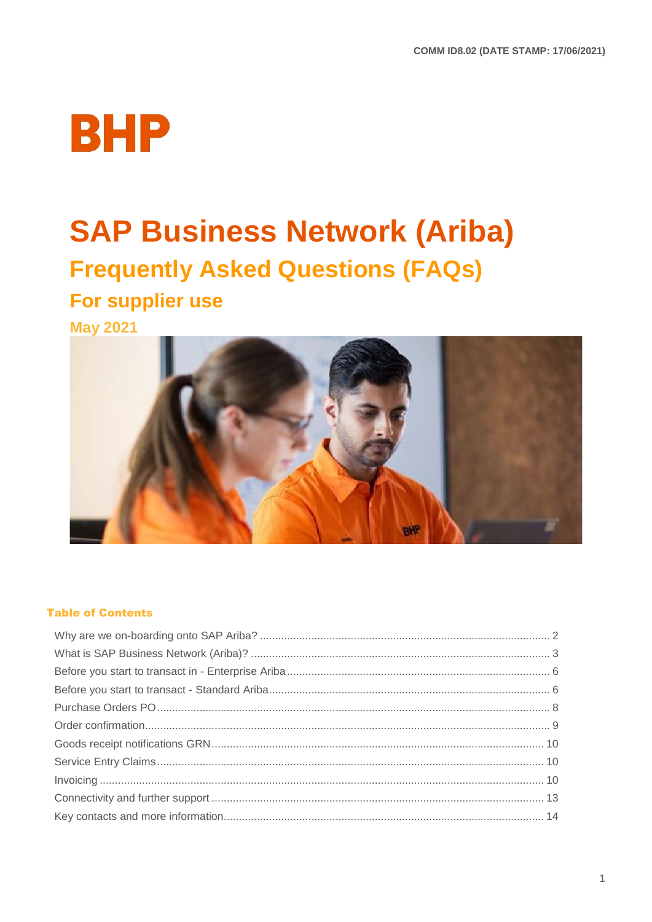COMM ID8.02 (DATE STAMP: 17/06/2021)

BHP

# SAP Business Network (Ariba)

## Frequently Asked Questions (FAQs)

### For supplier use

**May 2021**

**Table of Contents**

- Why are we on-boarding onto SAP Ariba? ..... 2
- What is SAP Business Network (Ariba)? ..... 3
- Before you start to transact in - Enterprise Ariba ..... 6
- Before you start to transact - Standard Ariba ..... 6
- Purchase Orders PO ..... 8
- Order confirmation ..... 9
- Goods receipt notifications GRN ..... 10
- Service Entry Claims ..... 10
- Invoicing ..... 10
- Connectivity and further support ..... 13
- Key contacts and more information ..... 14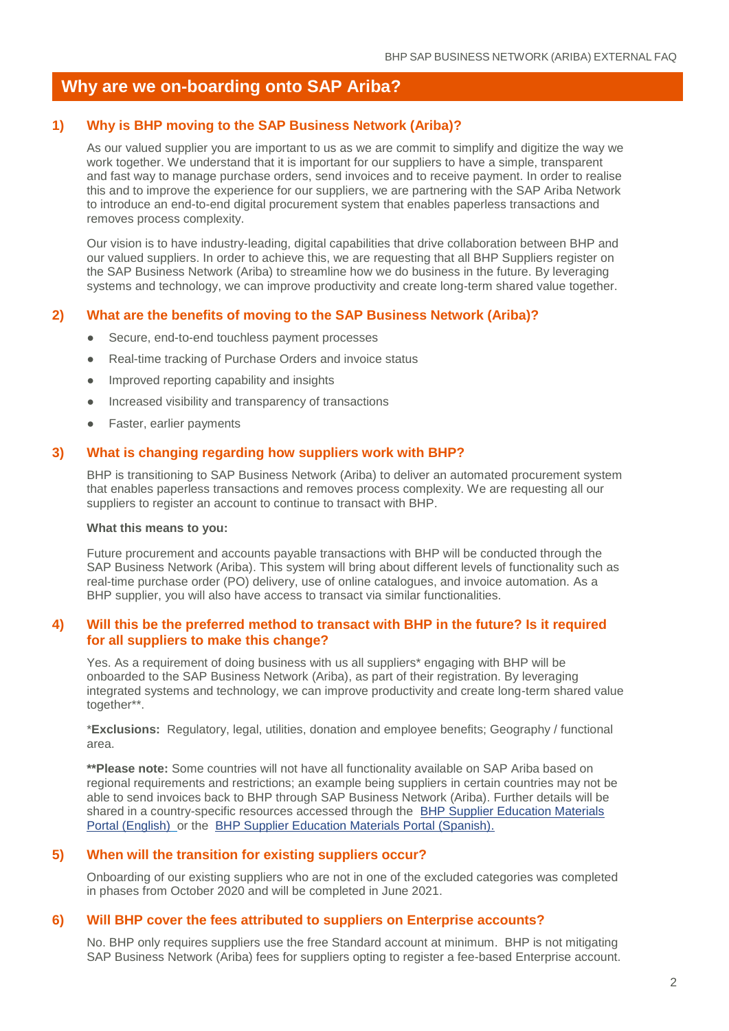## Why are we on-boarding onto SAP Ariba?

### 1) Why is BHP moving to the SAP Business Network (Ariba)?

As our valued supplier you are important to us as we are commit to simplify and digitize the way we work together. We understand that it is important for our suppliers to have a simple, transparent and fast way to manage purchase orders, send invoices and to receive payment. In order to realise this and to improve the experience for our suppliers, we are partnering with the SAP Ariba Network to introduce an end-to-end digital procurement system that enables paperless transactions and removes process complexity.

Our vision is to have industry-leading, digital capabilities that drive collaboration between BHP and our valued suppliers. In order to achieve this, we are requesting that all BHP Suppliers register on the SAP Business Network (Ariba) to streamline how we do business in the future. By leveraging systems and technology, we can improve productivity and create long-term shared value together.

### 2) What are the benefits of moving to the SAP Business Network (Ariba)?

- Secure, end-to-end touchless payment processes
- Real-time tracking of Purchase Orders and invoice status
- Improved reporting capability and insights
- Increased visibility and transparency of transactions
- Faster, earlier payments

### 3) What is changing regarding how suppliers work with BHP?

BHP is transitioning to SAP Business Network (Ariba) to deliver an automated procurement system that enables paperless transactions and removes process complexity. We are requesting all our suppliers to register an account to continue to transact with BHP.

**What this means to you:**

Future procurement and accounts payable transactions with BHP will be conducted through the SAP Business Network (Ariba). This system will bring about different levels of functionality such as real-time purchase order (PO) delivery, use of online catalogues, and invoice automation. As a BHP supplier, you will also have access to transact via similar functionalities.

### 4) Will this be the preferred method to transact with BHP in the future? Is it required for all suppliers to make this change?

Yes. As a requirement of doing business with us all suppliers* engaging with BHP will be onboarded to the SAP Business Network (Ariba), as part of their registration. By leveraging integrated systems and technology, we can improve productivity and create long-term shared value together**.

***Exclusions:** Regulatory, legal, utilities, donation and employee benefits; Geography / functional area.

****Please note:** Some countries will not have all functionality available on SAP Ariba based on regional requirements and restrictions; an example being suppliers in certain countries may not be able to send invoices back to BHP through SAP Business Network (Ariba). Further details will be shared in a country-specific resources accessed through the BHP Supplier Education Materials Portal (English) or the BHP Supplier Education Materials Portal (Spanish).

### 5) When will the transition for existing suppliers occur?

Onboarding of our existing suppliers who are not in one of the excluded categories was completed in phases from October 2020 and will be completed in June 2021.

### 6) Will BHP cover the fees attributed to suppliers on Enterprise accounts?

No. BHP only requires suppliers use the free Standard account at minimum. BHP is not mitigating SAP Business Network (Ariba) fees for suppliers opting to register a fee-based Enterprise account.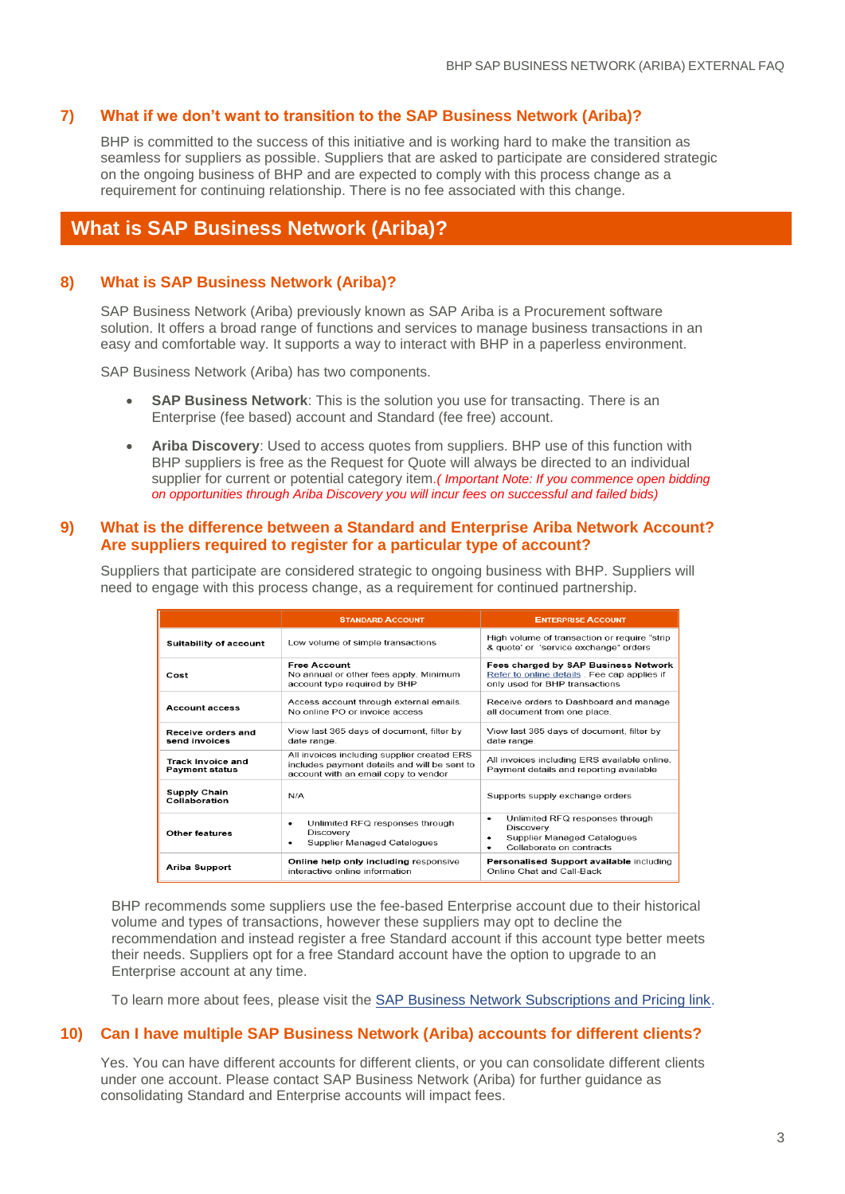### 7) What if we don't want to transition to the SAP Business Network (Ariba)?

BHP is committed to the success of this initiative and is working hard to make the transition as seamless for suppliers as possible. Suppliers that are asked to participate are considered strategic on the ongoing business of BHP and are expected to comply with this process change as a requirement for continuing relationship. There is no fee associated with this change.

## What is SAP Business Network (Ariba)?

### 8) What is SAP Business Network (Ariba)?

SAP Business Network (Ariba) previously known as SAP Ariba is a Procurement software solution. It offers a broad range of functions and services to manage business transactions in an easy and comfortable way. It supports a way to interact with BHP in a paperless environment.

SAP Business Network (Ariba) has two components.

- **SAP Business Network**: This is the solution you use for transacting. There is an Enterprise (fee based) account and Standard (fee free) account.
- **Ariba Discovery**: Used to access quotes from suppliers. BHP use of this function with BHP suppliers is free as the Request for Quote will always be directed to an individual supplier for current or potential category item.*( Important Note: If you commence open bidding on opportunities through Ariba Discovery you will incur fees on successful and failed bids)*

### 9) What is the difference between a Standard and Enterprise Ariba Network Account? Are suppliers required to register for a particular type of account?

Suppliers that participate are considered strategic to ongoing business with BHP. Suppliers will need to engage with this process change, as a requirement for continued partnership.

| | Standard Account | Enterprise Account |
|---|---|---|
| **Suitability of account** | Low volume of simple transactions | High volume of transaction or require "strip & quote' or 'service exchange" orders |
| **Cost** | **Free Account**<br>No annual or other fees apply. Minimum account type required by BHP | **Fees charged by SAP Business Network**<br>Refer to online details . Fee cap applies if only used for BHP transactions |
| **Account access** | Access account through external emails. No online PO or invoice access | Receive orders to Dashboard and manage all document from one place. |
| **Receive orders and send invoices** | View last 365 days of document, filter by date range. | View last 365 days of document, filter by date range. |
| **Track Invoice and Payment status** | All invoices including supplier created ERS includes payment details and will be sent to account with an email copy to vendor | All invoices including ERS available online. Payment details and reporting available |
| **Supply Chain Collaboration** | N/A | Supports supply exchange orders |
| **Other features** | • Unlimited RFQ responses through Discovery<br>• Supplier Managed Catalogues | • Unlimited RFQ responses through Discovery<br>• Supplier Managed Catalogues<br>• Collaborate on contracts |
| **Ariba Support** | **Online help only including** responsive interactive online information | **Personalised Support available** including Online Chat and Call-Back |

BHP recommends some suppliers use the fee-based Enterprise account due to their historical volume and types of transactions, however these suppliers may opt to decline the recommendation and instead register a free Standard account if this account type better meets their needs. Suppliers opt for a free Standard account have the option to upgrade to an Enterprise account at any time.

To learn more about fees, please visit the SAP Business Network Subscriptions and Pricing link.

### 10) Can I have multiple SAP Business Network (Ariba) accounts for different clients?

Yes. You can have different accounts for different clients, or you can consolidate different clients under one account. Please contact SAP Business Network (Ariba) for further guidance as consolidating Standard and Enterprise accounts will impact fees.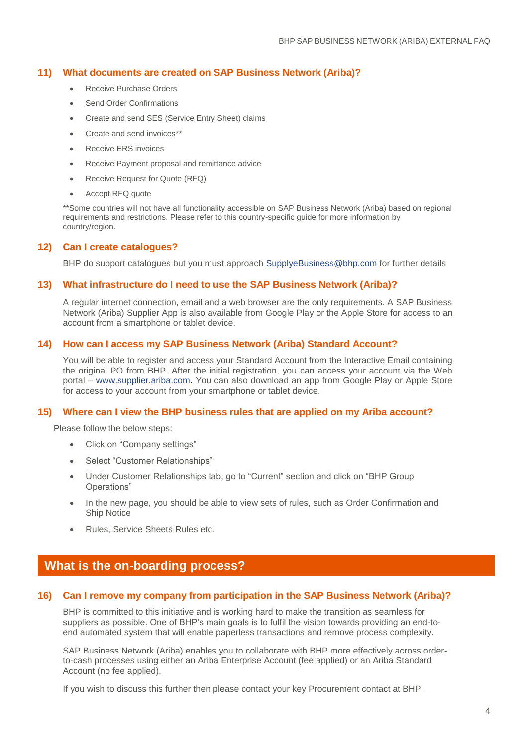## 11) What documents are created on SAP Business Network (Ariba)?

- Receive Purchase Orders
- Send Order Confirmations
- Create and send SES (Service Entry Sheet) claims
- Create and send invoices**
- Receive ERS invoices
- Receive Payment proposal and remittance advice
- Receive Request for Quote (RFQ)
- Accept RFQ quote

**Some countries will not have all functionality accessible on SAP Business Network (Ariba) based on regional requirements and restrictions. Please refer to this country-specific guide for more information by country/region.

## 12) Can I create catalogues?

BHP do support catalogues but you must approach SupplyeBusiness@bhp.com for further details

## 13) What infrastructure do I need to use the SAP Business Network (Ariba)?

A regular internet connection, email and a web browser are the only requirements. A SAP Business Network (Ariba) Supplier App is also available from Google Play or the Apple Store for access to an account from a smartphone or tablet device.

## 14) How can I access my SAP Business Network (Ariba) Standard Account?

You will be able to register and access your Standard Account from the Interactive Email containing the original PO from BHP. After the initial registration, you can access your account via the Web portal – www.supplier.ariba.com. You can also download an app from Google Play or Apple Store for access to your account from your smartphone or tablet device.

## 15) Where can I view the BHP business rules that are applied on my Ariba account?

Please follow the below steps:

- Click on "Company settings"
- Select "Customer Relationships"
- Under Customer Relationships tab, go to "Current" section and click on "BHP Group Operations"
- In the new page, you should be able to view sets of rules, such as Order Confirmation and Ship Notice
- Rules, Service Sheets Rules etc.

# What is the on-boarding process?

## 16) Can I remove my company from participation in the SAP Business Network (Ariba)?

BHP is committed to this initiative and is working hard to make the transition as seamless for suppliers as possible. One of BHP's main goals is to fulfil the vision towards providing an end-to-end automated system that will enable paperless transactions and remove process complexity.

SAP Business Network (Ariba) enables you to collaborate with BHP more effectively across order-to-cash processes using either an Ariba Enterprise Account (fee applied) or an Ariba Standard Account (no fee applied).

If you wish to discuss this further then please contact your key Procurement contact at BHP.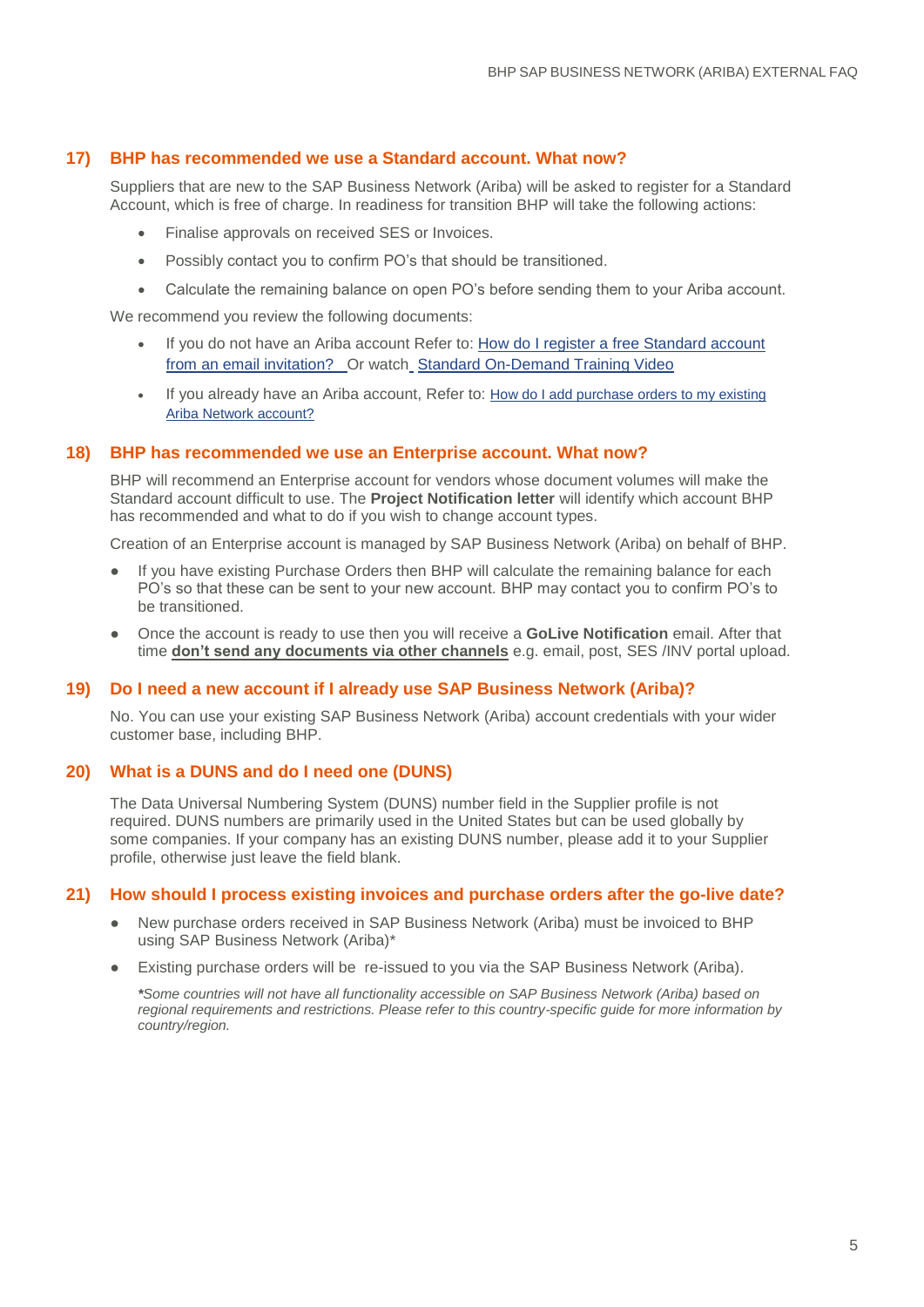## 17) BHP has recommended we use a Standard account. What now?

Suppliers that are new to the SAP Business Network (Ariba) will be asked to register for a Standard Account, which is free of charge. In readiness for transition BHP will take the following actions:

- Finalise approvals on received SES or Invoices.
- Possibly contact you to confirm PO's that should be transitioned.
- Calculate the remaining balance on open PO's before sending them to your Ariba account.

We recommend you review the following documents:

- If you do not have an Ariba account Refer to: How do I register a free Standard account from an email invitation? Or watch Standard On-Demand Training Video
- If you already have an Ariba account, Refer to: How do I add purchase orders to my existing Ariba Network account?

## 18) BHP has recommended we use an Enterprise account. What now?

BHP will recommend an Enterprise account for vendors whose document volumes will make the Standard account difficult to use. The **Project Notification letter** will identify which account BHP has recommended and what to do if you wish to change account types.

Creation of an Enterprise account is managed by SAP Business Network (Ariba) on behalf of BHP.

- If you have existing Purchase Orders then BHP will calculate the remaining balance for each PO's so that these can be sent to your new account. BHP may contact you to confirm PO's to be transitioned.
- Once the account is ready to use then you will receive a **GoLive Notification** email. After that time **don't send any documents via other channels** e.g. email, post, SES /INV portal upload.

## 19) Do I need a new account if I already use SAP Business Network (Ariba)?

No. You can use your existing SAP Business Network (Ariba) account credentials with your wider customer base, including BHP.

## 20) What is a DUNS and do I need one (DUNS)

The Data Universal Numbering System (DUNS) number field in the Supplier profile is not required. DUNS numbers are primarily used in the United States but can be used globally by some companies. If your company has an existing DUNS number, please add it to your Supplier profile, otherwise just leave the field blank.

## 21) How should I process existing invoices and purchase orders after the go-live date?

- New purchase orders received in SAP Business Network (Ariba) must be invoiced to BHP using SAP Business Network (Ariba)*
- Existing purchase orders will be re-issued to you via the SAP Business Network (Ariba).

*\*Some countries will not have all functionality accessible on SAP Business Network (Ariba) based on regional requirements and restrictions. Please refer to this country-specific guide for more information by country/region.*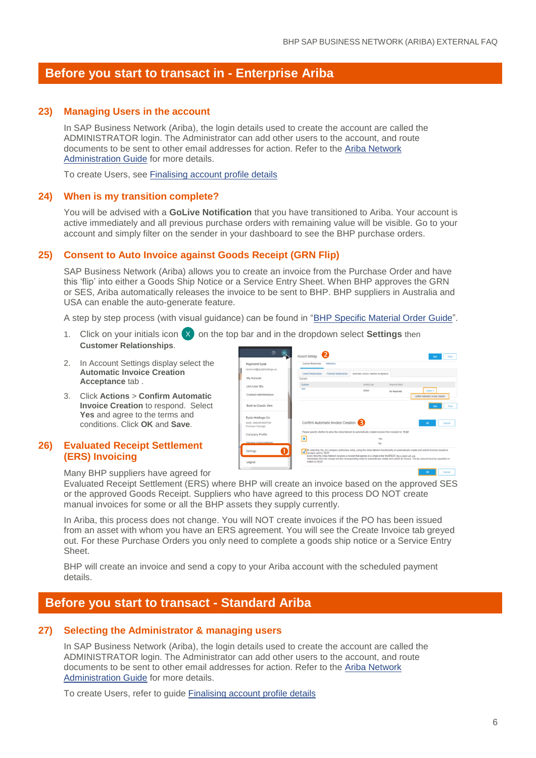## Before you start to transact in - Enterprise Ariba

### 23) Managing Users in the account

In SAP Business Network (Ariba), the login details used to create the account are called the ADMINISTRATOR login. The Administrator can add other users to the account, and route documents to be sent to other email addresses for action. Refer to the Ariba Network Administration Guide for more details.

To create Users, see Finalising account profile details

### 24) When is my transition complete?

You will be advised with a **GoLive Notification** that you have transitioned to Ariba. Your account is active immediately and all previous purchase orders with remaining value will be visible. Go to your account and simply filter on the sender in your dashboard to see the BHP purchase orders.

### 25) Consent to Auto Invoice against Goods Receipt (GRN Flip)

SAP Business Network (Ariba) allows you to create an invoice from the Purchase Order and have this 'flip' into either a Goods Ship Notice or a Service Entry Sheet. When BHP approves the GRN or SES, Ariba automatically releases the invoice to be sent to BHP. BHP suppliers in Australia and USA can enable the auto-generate feature.

A step by step process (with visual guidance) can be found in "BHP Specific Material Order Guide".

1. Click on your initials icon X on the top bar and in the dropdown select **Settings** then **Customer Relationships**.
2. In Account Settings display select the **Automatic Invoice Creation Acceptance** tab .
3. Click **Actions** > **Confirm Automatic Invoice Creation** to respond. Select **Yes** and agree to the terms and conditions. Click **OK** and **Save**.

### 26) Evaluated Receipt Settlement (ERS) Invoicing

Many BHP suppliers have agreed for Evaluated Receipt Settlement (ERS) where BHP will create an invoice based on the approved SES or the approved Goods Receipt. Suppliers who have agreed to this process DO NOT create manual invoices for some or all the BHP assets they supply currently.

In Ariba, this process does not change. You will NOT create invoices if the PO has been issued from an asset with whom you have an ERS agreement. You will see the Create Invoice tab greyed out. For these Purchase Orders you only need to complete a goods ship notice or a Service Entry Sheet.

BHP will create an invoice and send a copy to your Ariba account with the scheduled payment details.

## Before you start to transact - Standard Ariba

### 27) Selecting the Administrator & managing users

In SAP Business Network (Ariba), the login details used to create the account are called the ADMINISTRATOR login. The Administrator can add other users to the account, and route documents to be sent to other email addresses for action. Refer to the Ariba Network Administration Guide for more details.

To create Users, refer to guide Finalising account profile details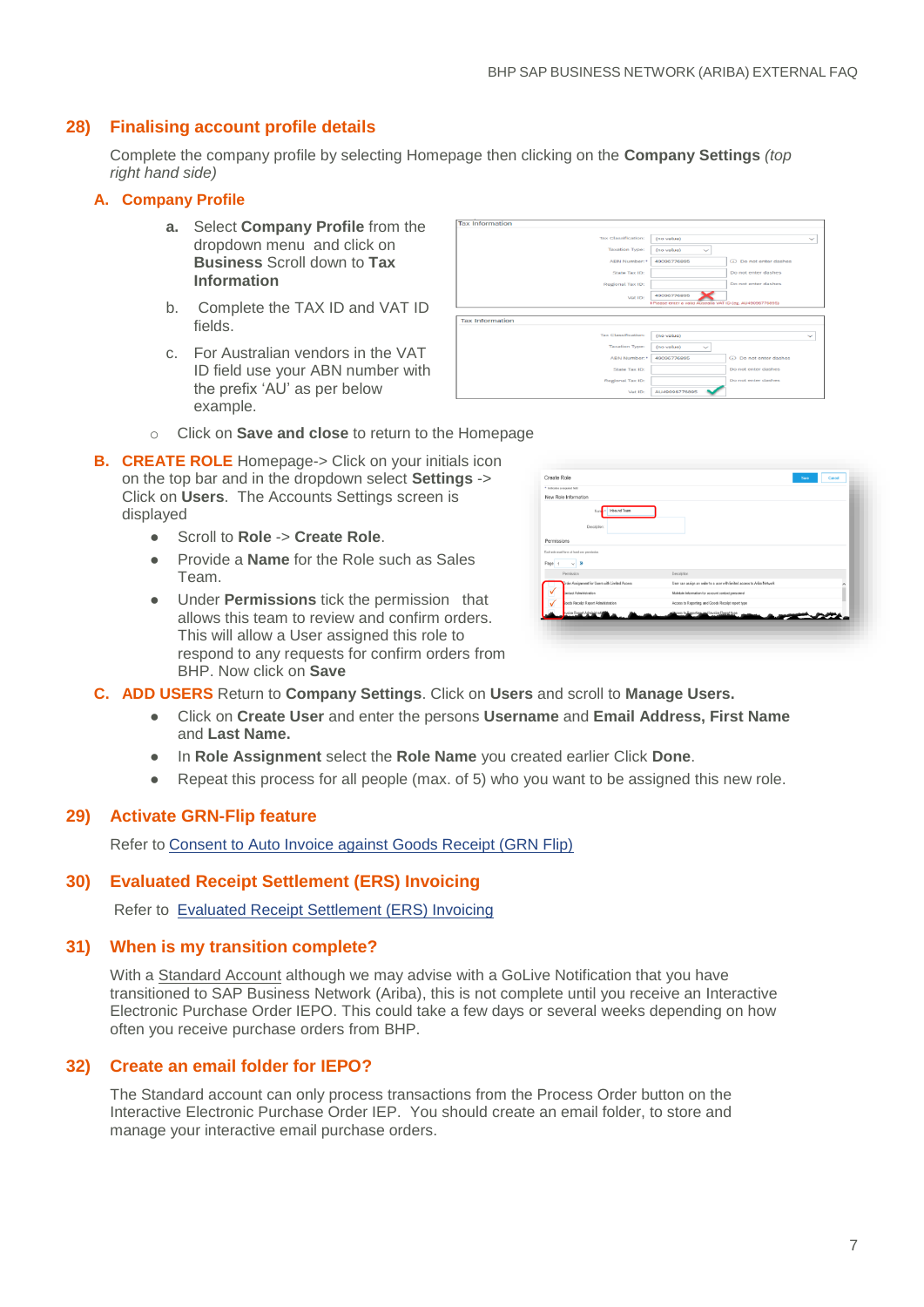## 28) Finalising account profile details

Complete the company profile by selecting Homepage then clicking on the **Company Settings** *(top right hand side)*

### A. Company Profile

a. Select **Company Profile** from the dropdown menu and click on **Business** Scroll down to **Tax Information**

b. Complete the TAX ID and VAT ID fields.

c. For Australian vendors in the VAT ID field use your ABN number with the prefix 'AU' as per below example.

- Click on **Save and close** to return to the Homepage

### B. CREATE ROLE

Homepage-> Click on your initials icon on the top bar and in the dropdown select **Settings** -> Click on **Users**. The Accounts Settings screen is displayed

- Scroll to **Role** -> **Create Role**.
- Provide a **Name** for the Role such as Sales Team.
- Under **Permissions** tick the permission that allows this team to review and confirm orders. This will allow a User assigned this role to respond to any requests for confirm orders from BHP. Now click on **Save**

### C. ADD USERS

Return to **Company Settings**. Click on **Users** and scroll to **Manage Users.**

- Click on **Create User** and enter the persons **Username** and **Email Address, First Name** and **Last Name.**
- In **Role Assignment** select the **Role Name** you created earlier Click **Done**.
- Repeat this process for all people (max. of 5) who you want to be assigned this new role.

## 29) Activate GRN-Flip feature

Refer to Consent to Auto Invoice against Goods Receipt (GRN Flip)

## 30) Evaluated Receipt Settlement (ERS) Invoicing

Refer to Evaluated Receipt Settlement (ERS) Invoicing

## 31) When is my transition complete?

With a Standard Account although we may advise with a GoLive Notification that you have transitioned to SAP Business Network (Ariba), this is not complete until you receive an Interactive Electronic Purchase Order IEPO. This could take a few days or several weeks depending on how often you receive purchase orders from BHP.

## 32) Create an email folder for IEPO?

The Standard account can only process transactions from the Process Order button on the Interactive Electronic Purchase Order IEP. You should create an email folder, to store and manage your interactive email purchase orders.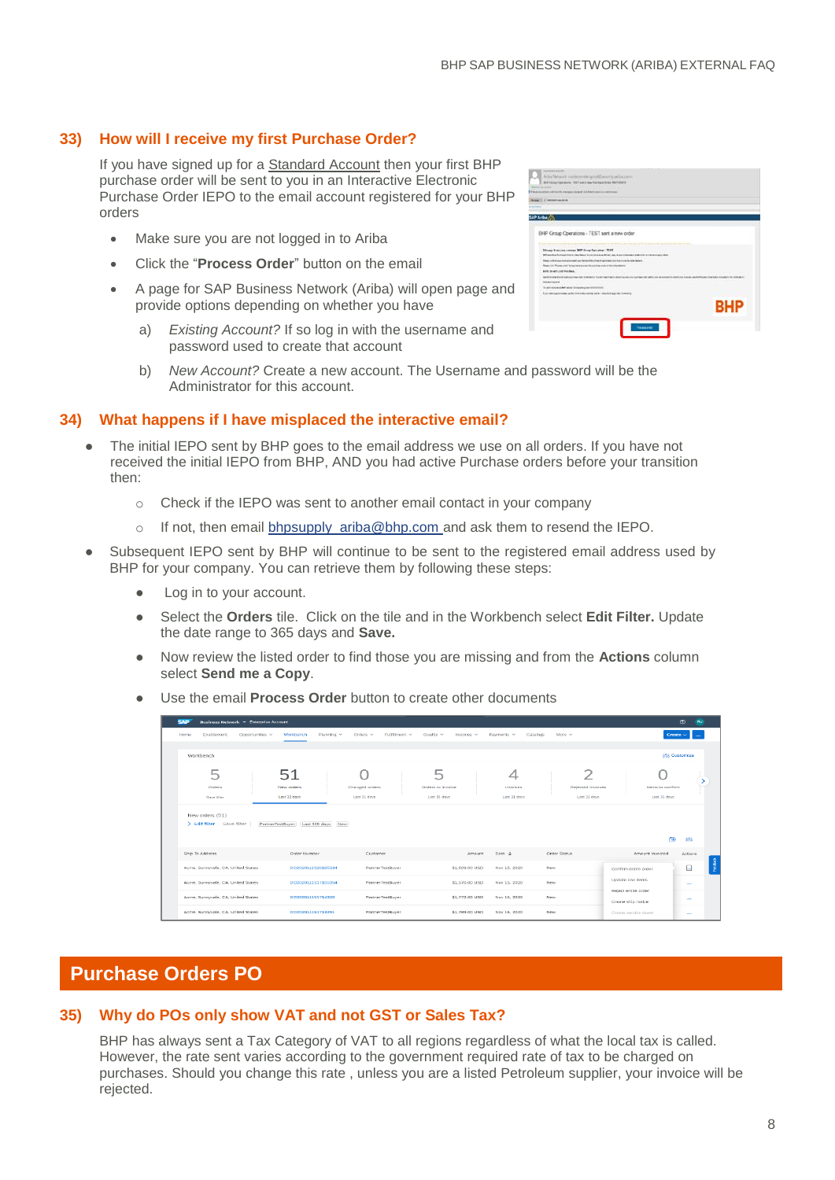## 33) How will I receive my first Purchase Order?

If you have signed up for a Standard Account then your first BHP purchase order will be sent to you in an Interactive Electronic Purchase Order IEPO to the email account registered for your BHP orders

- Make sure you are not logged in to Ariba
- Click the "**Process Order**" button on the email
- A page for SAP Business Network (Ariba) will open page and provide options depending on whether you have
  a) *Existing Account?* If so log in with the username and password used to create that account
  b) *New Account?* Create a new account. The Username and password will be the Administrator for this account.

## 34) What happens if I have misplaced the interactive email?

- The initial IEPO sent by BHP goes to the email address we use on all orders. If you have not received the initial IEPO from BHP, AND you had active Purchase orders before your transition then:
  - Check if the IEPO was sent to another email contact in your company
  - If not, then email bhpsupply_ariba@bhp.com and ask them to resend the IEPO.
- Subsequent IEPO sent by BHP will continue to be sent to the registered email address used by BHP for your company. You can retrieve them by following these steps:
  - Log in to your account.
  - Select the **Orders** tile. Click on the tile and in the Workbench select **Edit Filter.** Update the date range to 365 days and **Save.**
  - Now review the listed order to find those you are missing and from the **Actions** column select **Send me a Copy**.
  - Use the email **Process Order** button to create other documents

# Purchase Orders PO

## 35) Why do POs only show VAT and not GST or Sales Tax?

BHP has always sent a Tax Category of VAT to all regions regardless of what the local tax is called. However, the rate sent varies according to the government required rate of tax to be charged on purchases. Should you change this rate , unless you are a listed Petroleum supplier, your invoice will be rejected.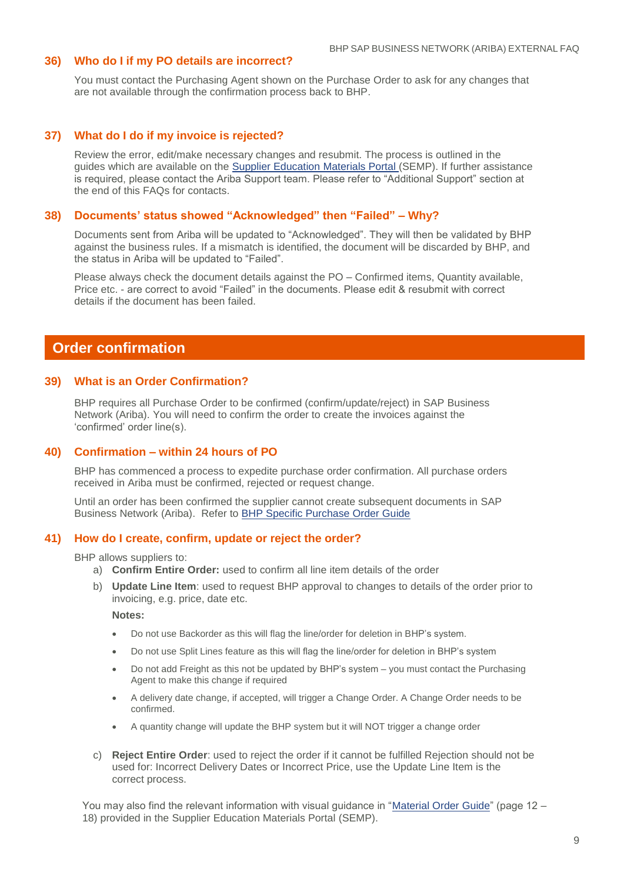### 36) Who do I if my PO details are incorrect?

You must contact the Purchasing Agent shown on the Purchase Order to ask for any changes that are not available through the confirmation process back to BHP.

### 37) What do I do if my invoice is rejected?

Review the error, edit/make necessary changes and resubmit. The process is outlined in the guides which are available on the Supplier Education Materials Portal (SEMP). If further assistance is required, please contact the Ariba Support team. Please refer to "Additional Support" section at the end of this FAQs for contacts.

### 38) Documents' status showed "Acknowledged" then "Failed" – Why?

Documents sent from Ariba will be updated to "Acknowledged". They will then be validated by BHP against the business rules. If a mismatch is identified, the document will be discarded by BHP, and the status in Ariba will be updated to "Failed".

Please always check the document details against the PO – Confirmed items, Quantity available, Price etc. - are correct to avoid "Failed" in the documents. Please edit & resubmit with correct details if the document has been failed.

## Order confirmation

### 39) What is an Order Confirmation?

BHP requires all Purchase Order to be confirmed (confirm/update/reject) in SAP Business Network (Ariba). You will need to confirm the order to create the invoices against the 'confirmed' order line(s).

### 40) Confirmation – within 24 hours of PO

BHP has commenced a process to expedite purchase order confirmation. All purchase orders received in Ariba must be confirmed, rejected or request change.

Until an order has been confirmed the supplier cannot create subsequent documents in SAP Business Network (Ariba). Refer to BHP Specific Purchase Order Guide

### 41) How do I create, confirm, update or reject the order?

BHP allows suppliers to:

a) **Confirm Entire Order:** used to confirm all line item details of the order

b) **Update Line Item**: used to request BHP approval to changes to details of the order prior to invoicing, e.g. price, date etc.

   **Notes:**

   - Do not use Backorder as this will flag the line/order for deletion in BHP's system.
   - Do not use Split Lines feature as this will flag the line/order for deletion in BHP's system
   - Do not add Freight as this not be updated by BHP's system – you must contact the Purchasing Agent to make this change if required
   - A delivery date change, if accepted, will trigger a Change Order. A Change Order needs to be confirmed.
   - A quantity change will update the BHP system but it will NOT trigger a change order

c) **Reject Entire Order**: used to reject the order if it cannot be fulfilled Rejection should not be used for: Incorrect Delivery Dates or Incorrect Price, use the Update Line Item is the correct process.

You may also find the relevant information with visual guidance in "Material Order Guide" (page 12 – 18) provided in the Supplier Education Materials Portal (SEMP).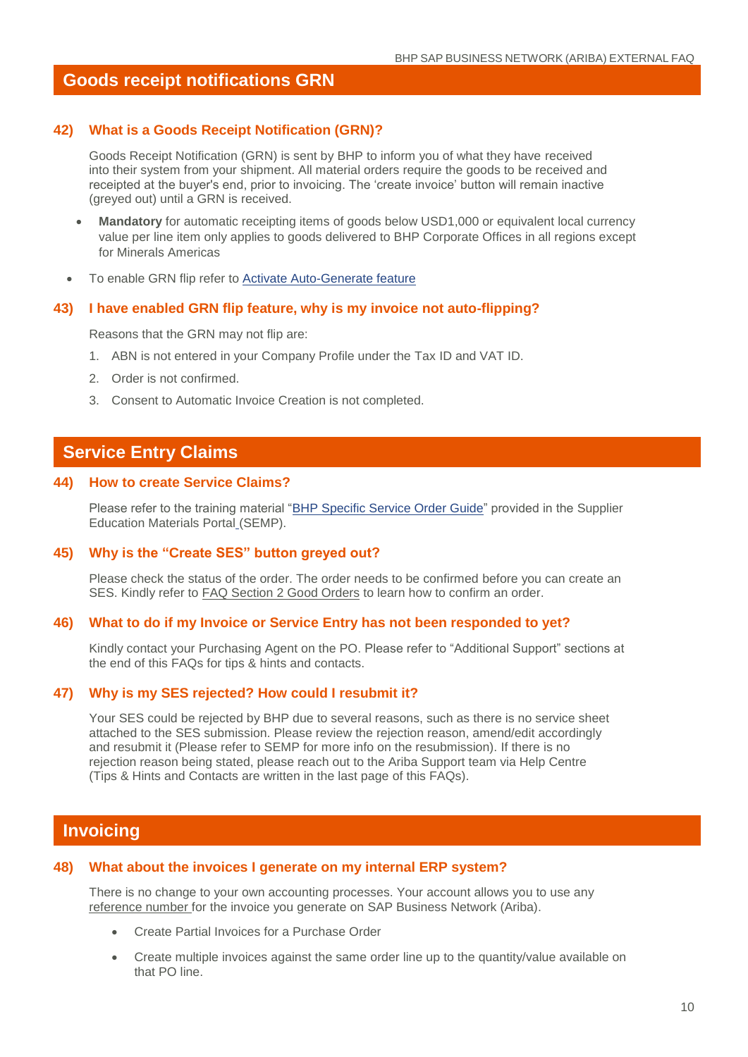## Goods receipt notifications GRN

### 42) What is a Goods Receipt Notification (GRN)?

Goods Receipt Notification (GRN) is sent by BHP to inform you of what they have received into their system from your shipment. All material orders require the goods to be received and receipted at the buyer's end, prior to invoicing. The 'create invoice' button will remain inactive (greyed out) until a GRN is received.

- **Mandatory** for automatic receipting items of goods below USD1,000 or equivalent local currency value per line item only applies to goods delivered to BHP Corporate Offices in all regions except for Minerals Americas
- To enable GRN flip refer to Activate Auto-Generate feature

### 43) I have enabled GRN flip feature, why is my invoice not auto-flipping?

Reasons that the GRN may not flip are:

1. ABN is not entered in your Company Profile under the Tax ID and VAT ID.
2. Order is not confirmed.
3. Consent to Automatic Invoice Creation is not completed.

## Service Entry Claims

### 44) How to create Service Claims?

Please refer to the training material "BHP Specific Service Order Guide" provided in the Supplier Education Materials Portal (SEMP).

### 45) Why is the "Create SES" button greyed out?

Please check the status of the order. The order needs to be confirmed before you can create an SES. Kindly refer to FAQ Section 2 Good Orders to learn how to confirm an order.

### 46) What to do if my Invoice or Service Entry has not been responded to yet?

Kindly contact your Purchasing Agent on the PO. Please refer to "Additional Support" sections at the end of this FAQs for tips & hints and contacts.

### 47) Why is my SES rejected? How could I resubmit it?

Your SES could be rejected by BHP due to several reasons, such as there is no service sheet attached to the SES submission. Please review the rejection reason, amend/edit accordingly and resubmit it (Please refer to SEMP for more info on the resubmission). If there is no rejection reason being stated, please reach out to the Ariba Support team via Help Centre (Tips & Hints and Contacts are written in the last page of this FAQs).

## Invoicing

### 48) What about the invoices I generate on my internal ERP system?

There is no change to your own accounting processes. Your account allows you to use any reference number for the invoice you generate on SAP Business Network (Ariba).

- Create Partial Invoices for a Purchase Order
- Create multiple invoices against the same order line up to the quantity/value available on that PO line.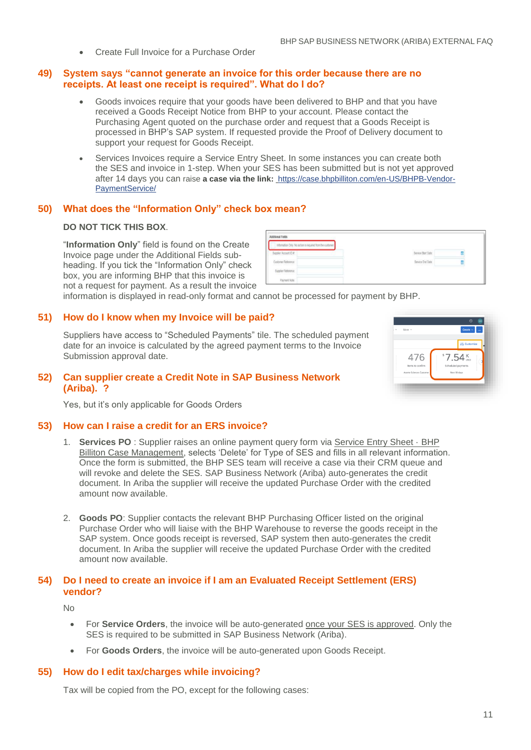- Create Full Invoice for a Purchase Order

## 49) System says "cannot generate an invoice for this order because there are no receipts. At least one receipt is required". What do I do?

- Goods invoices require that your goods have been delivered to BHP and that you have received a Goods Receipt Notice from BHP to your account. Please contact the Purchasing Agent quoted on the purchase order and request that a Goods Receipt is processed in BHP's SAP system. If requested provide the Proof of Delivery document to support your request for Goods Receipt.
- Services Invoices require a Service Entry Sheet. In some instances you can create both the SES and invoice in 1-step. When your SES has been submitted but is not yet approved after 14 days you can raise **a case via the link:** [https://case.bhpbilliton.com/en-US/BHPB-Vendor-PaymentService/](https://case.bhpbilliton.com/en-US/BHPB-Vendor-PaymentService/)

## 50) What does the "Information Only" check box mean?

**DO NOT TICK THIS BOX**.

"**Information Only**" field is found on the Create Invoice page under the Additional Fields sub-heading. If you tick the "Information Only" check box, you are informing BHP that this invoice is not a request for payment. As a result the invoice information is displayed in read-only format and cannot be processed for payment by BHP.

## 51) How do I know when my Invoice will be paid?

Suppliers have access to "Scheduled Payments" tile. The scheduled payment date for an invoice is calculated by the agreed payment terms to the Invoice Submission approval date.

## 52) Can supplier create a Credit Note in SAP Business Network (Ariba). ?

Yes, but it's only applicable for Goods Orders

## 53) How can I raise a credit for an ERS invoice?

1. **Services PO** : Supplier raises an online payment query form via Service Entry Sheet · BHP Billiton Case Management, selects 'Delete' for Type of SES and fills in all relevant information. Once the form is submitted, the BHP SES team will receive a case via their CRM queue and will revoke and delete the SES. SAP Business Network (Ariba) auto-generates the credit document. In Ariba the supplier will receive the updated Purchase Order with the credited amount now available.

2. **Goods PO**: Supplier contacts the relevant BHP Purchasing Officer listed on the original Purchase Order who will liaise with the BHP Warehouse to reverse the goods receipt in the SAP system. Once goods receipt is reversed, SAP system then auto-generates the credit document. In Ariba the supplier will receive the updated Purchase Order with the credited amount now available.

## 54) Do I need to create an invoice if I am an Evaluated Receipt Settlement (ERS) vendor?

No

- For **Service Orders**, the invoice will be auto-generated once your SES is approved. Only the SES is required to be submitted in SAP Business Network (Ariba).
- For **Goods Orders**, the invoice will be auto-generated upon Goods Receipt.

## 55) How do I edit tax/charges while invoicing?

Tax will be copied from the PO, except for the following cases: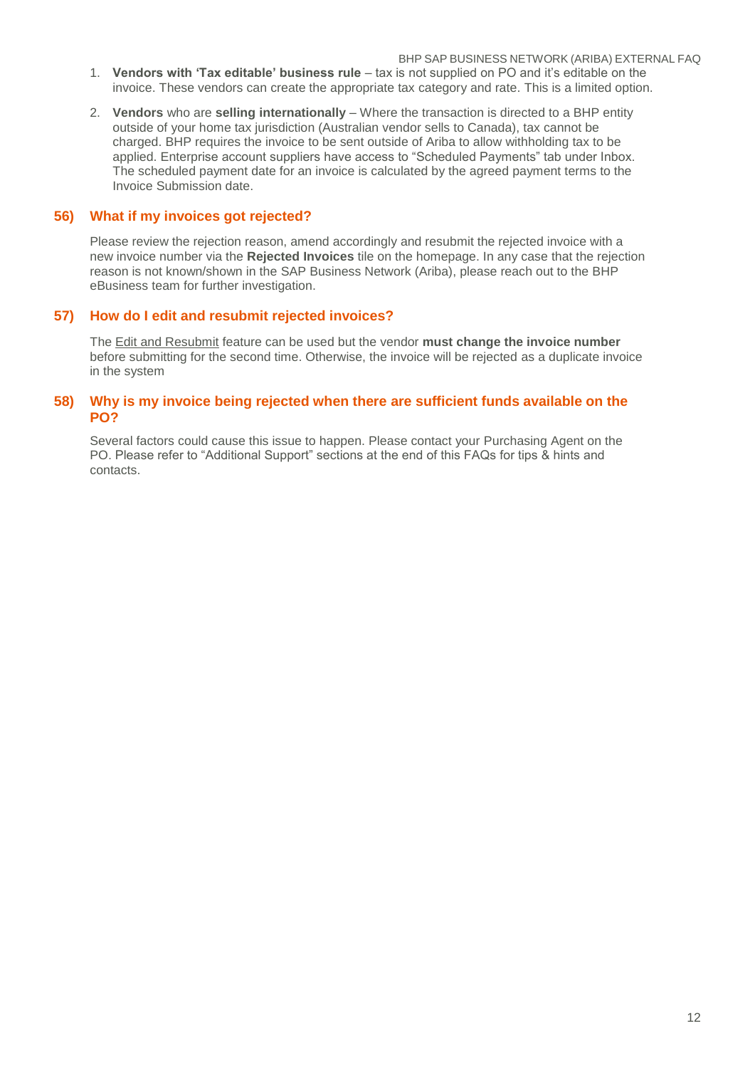1. **Vendors with 'Tax editable' business rule** – tax is not supplied on PO and it's editable on the invoice. These vendors can create the appropriate tax category and rate. This is a limited option.
2. **Vendors** who are **selling internationally** – Where the transaction is directed to a BHP entity outside of your home tax jurisdiction (Australian vendor sells to Canada), tax cannot be charged. BHP requires the invoice to be sent outside of Ariba to allow withholding tax to be applied. Enterprise account suppliers have access to "Scheduled Payments" tab under Inbox. The scheduled payment date for an invoice is calculated by the agreed payment terms to the Invoice Submission date.

## 56) What if my invoices got rejected?

Please review the rejection reason, amend accordingly and resubmit the rejected invoice with a new invoice number via the **Rejected Invoices** tile on the homepage. In any case that the rejection reason is not known/shown in the SAP Business Network (Ariba), please reach out to the BHP eBusiness team for further investigation.

## 57) How do I edit and resubmit rejected invoices?

The Edit and Resubmit feature can be used but the vendor **must change the invoice number** before submitting for the second time. Otherwise, the invoice will be rejected as a duplicate invoice in the system

## 58) Why is my invoice being rejected when there are sufficient funds available on the PO?

Several factors could cause this issue to happen. Please contact your Purchasing Agent on the PO. Please refer to "Additional Support" sections at the end of this FAQs for tips & hints and contacts.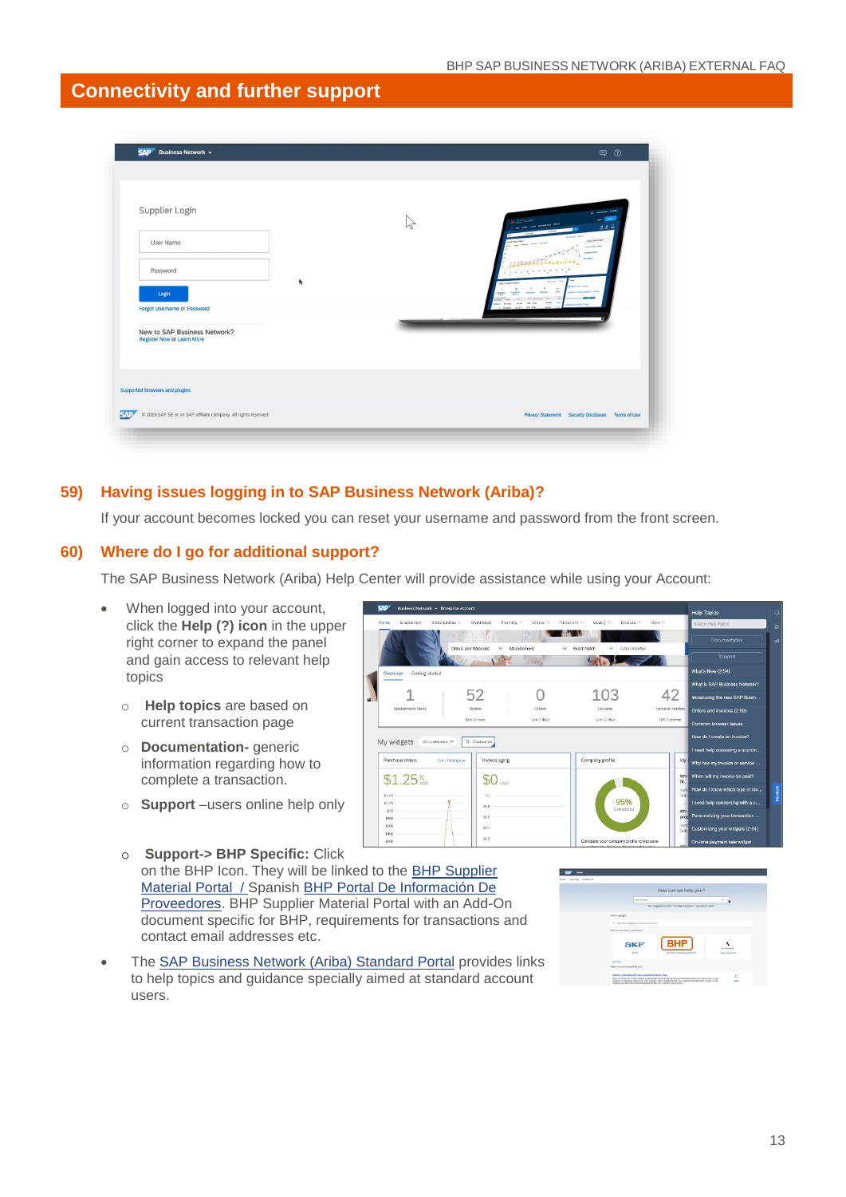# Connectivity and further support

## 59) Having issues logging in to SAP Business Network (Ariba)?

If your account becomes locked you can reset your username and password from the front screen.

## 60) Where do I go for additional support?

The SAP Business Network (Ariba) Help Center will provide assistance while using your Account:

- When logged into your account, click the **Help (?) icon** in the upper right corner to expand the panel and gain access to relevant help topics
  - **Help topics** are based on current transaction page
  - **Documentation-** generic information regarding how to complete a transaction.
  - **Support** –users online help only
  - **Support-> BHP Specific:** Click on the BHP Icon. They will be linked to the BHP Supplier Material Portal / Spanish BHP Portal De Información De Proveedores. BHP Supplier Material Portal with an Add-On document specific for BHP, requirements for transactions and contact email addresses etc.
- The SAP Business Network (Ariba) Standard Portal provides links to help topics and guidance specially aimed at standard account users.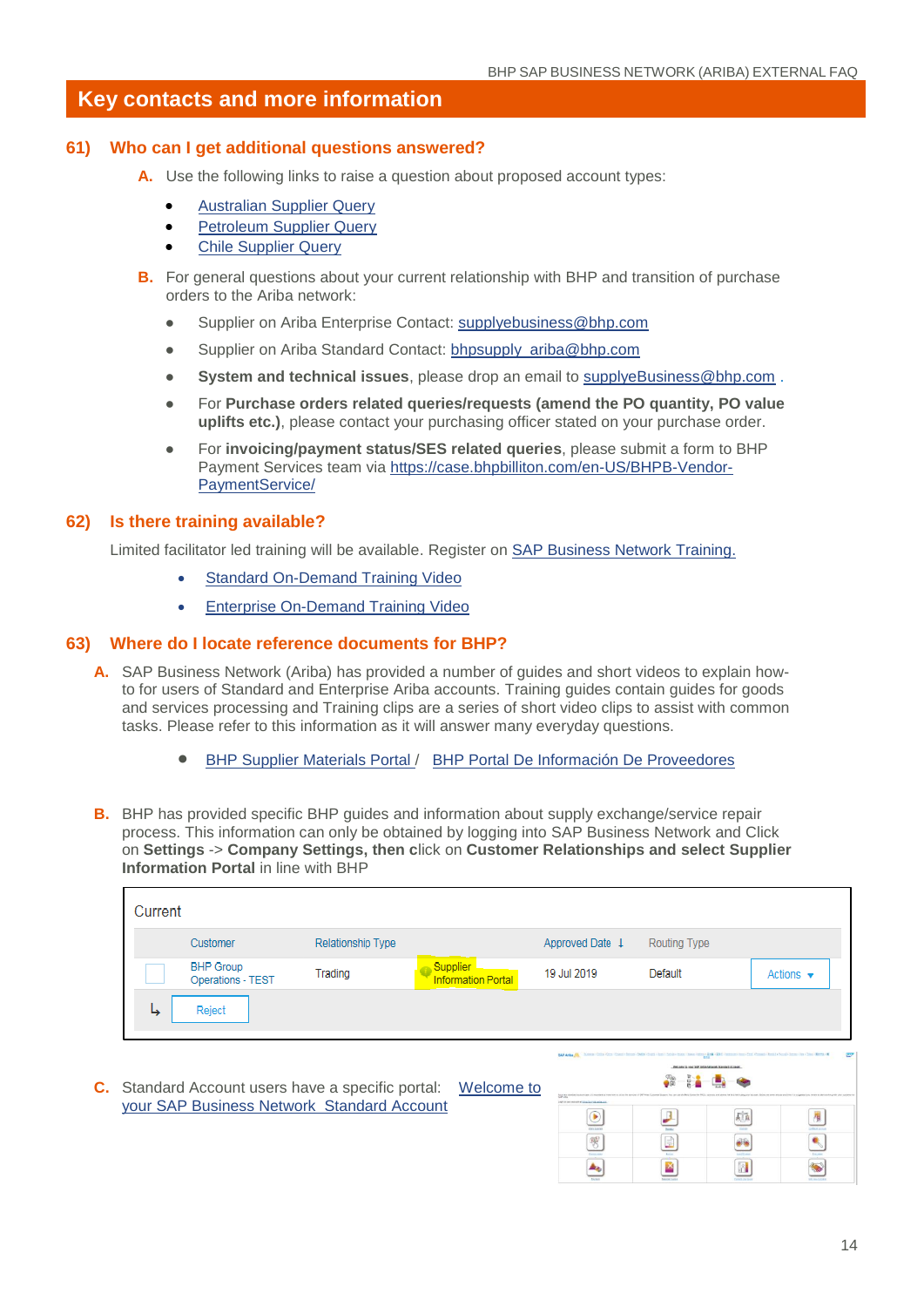# Key contacts and more information

## 61) Who can I get additional questions answered?

**A.** Use the following links to raise a question about proposed account types:

- Australian Supplier Query
- Petroleum Supplier Query
- Chile Supplier Query

**B.** For general questions about your current relationship with BHP and transition of purchase orders to the Ariba network:

- Supplier on Ariba Enterprise Contact: supplyebusiness@bhp.com
- Supplier on Ariba Standard Contact: bhpsupply_ariba@bhp.com
- **System and technical issues**, please drop an email to supplyeBusiness@bhp.com .
- For **Purchase orders related queries/requests (amend the PO quantity, PO value uplifts etc.)**, please contact your purchasing officer stated on your purchase order.
- For **invoicing/payment status/SES related queries**, please submit a form to BHP Payment Services team via https://case.bhpbilliton.com/en-US/BHPB-Vendor-PaymentService/

## 62) Is there training available?

Limited facilitator led training will be available. Register on SAP Business Network Training.

- Standard On-Demand Training Video
- Enterprise On-Demand Training Video

## 63) Where do I locate reference documents for BHP?

**A.** SAP Business Network (Ariba) has provided a number of guides and short videos to explain how-to for users of Standard and Enterprise Ariba accounts. Training guides contain guides for goods and services processing and Training clips are a series of short video clips to assist with common tasks. Please refer to this information as it will answer many everyday questions.

- BHP Supplier Materials Portal / BHP Portal De Información De Proveedores

**B.** BHP has provided specific BHP guides and information about supply exchange/service repair process. This information can only be obtained by logging into SAP Business Network and Click on **Settings** -> **Company Settings, then c**lick on **Customer Relationships and select Supplier Information Portal** in line with BHP

Current

| | Customer | Relationship Type | | Approved Date ↓ | Routing Type | |
|---|---|---|---|---|---|---|
| ☐ | BHP Group Operations - TEST | Trading | Supplier Information Portal | 19 Jul 2019 | Default | Actions ▾ |
| ↳ | Reject | | | | | |

**C.** Standard Account users have a specific portal: Welcome to your SAP Business Network Standard Account